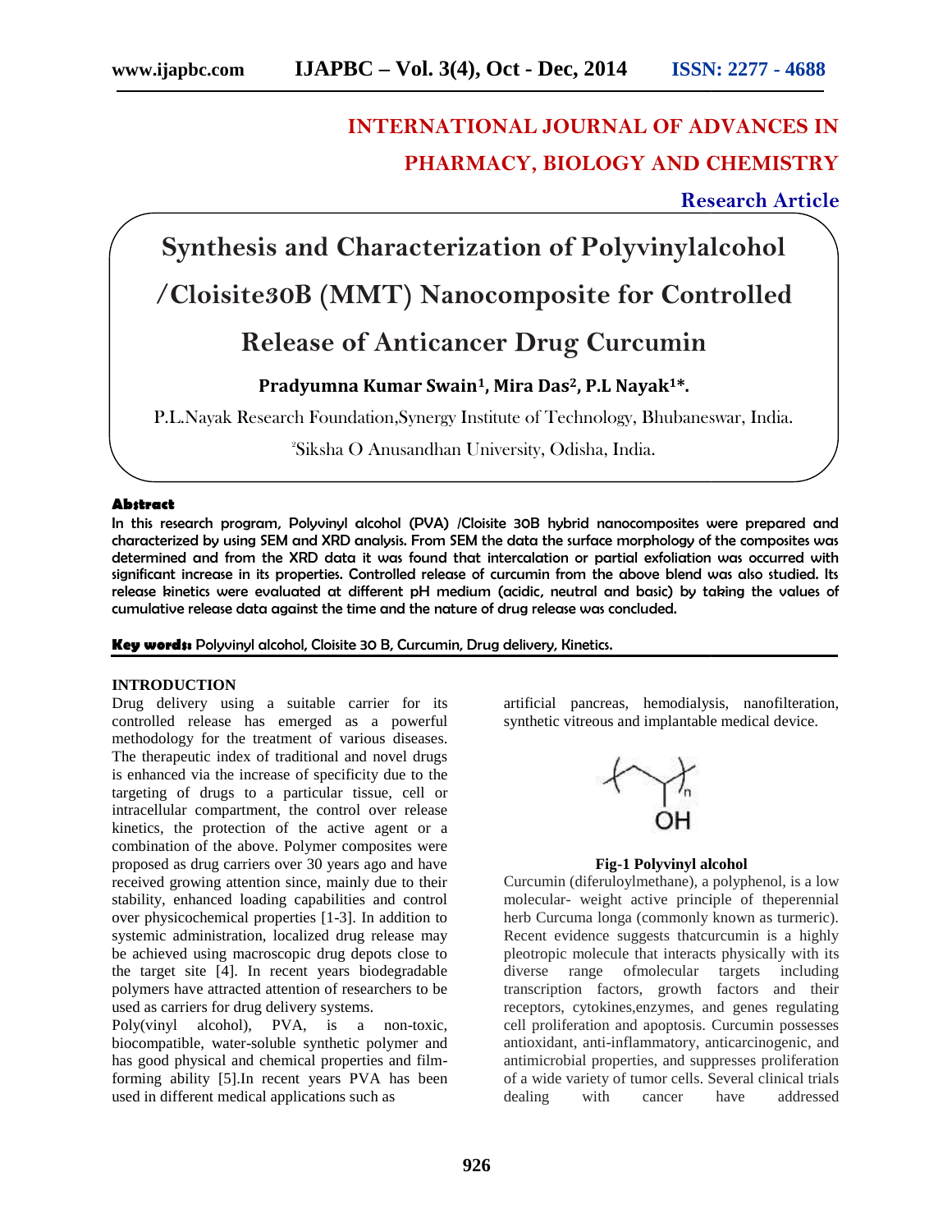# INTERNATIONAL JOURNAL OF ADVANCES IN PHARMACY, BIOLOGY AND CHEMISTRY

**Research Article**

# Synthesis and Characterization of Polyvinylalcohol /Cloisite30B (MMT) Nanocomposite for Controlled Release of Anticancer Drug Curcumin

**Pradyumna Kumar Swain[1], Mira Das[2], P.L Nayak[1]\*.**

P.L.Nayak Research Foundation,Synergy Institute of Technology, Bhubaneswar, India.

[2]Siksha O Anusandhan University, Odisha, India.

**Abstract**

In this research program, Polyvinyl alcohol (PVA) /Cloisite 30B hybrid nanocomposites were prepared and characterized by using SEM and XRD analysis. From SEM the data the surface morphology of the composites was determined and from the XRD data it was found that intercalation or partial exfoliation was occurred with significant increase in its properties. Controlled release of curcumin from the above blend was also studied. Its release kinetics were evaluated at different pH medium (acidic, neutral and basic) by taking the values of cumulative release data against the time and the nature of drug release was concluded.

**Key words:** Polyvinyl alcohol, Cloisite 30 B, Curcumin, Drug delivery, Kinetics.

## INTRODUCTION

Drug delivery using a suitable carrier for its controlled release has emerged as a powerful methodology for the treatment of various diseases. The therapeutic index of traditional and novel drugs is enhanced via the increase of specificity due to the targeting of drugs to a particular tissue, cell or intracellular compartment, the control over release kinetics, the protection of the active agent or a combination of the above. Polymer composites were proposed as drug carriers over 30 years ago and have received growing attention since, mainly due to their stability, enhanced loading capabilities and control over physicochemical properties [1-3]. In addition to systemic administration, localized drug release may be achieved using macroscopic drug depots close to the target site [4]. In recent years biodegradable polymers have attracted attention of researchers to be used as carriers for drug delivery systems.

Poly(vinyl alcohol), PVA, is a non-toxic, biocompatible, water-soluble synthetic polymer and has good physical and chemical properties and film-forming ability [5].In recent years PVA has been used in different medical applications such as artificial pancreas, hemodialysis, nanofilteration, synthetic vitreous and implantable medical device.

**Fig-1 Polyvinyl alcohol**

Curcumin (diferuloylmethane), a polyphenol, is a low molecular- weight active principle of theperennial herb Curcuma longa (commonly known as turmeric). Recent evidence suggests thatcurcumin is a highly pleotropic molecule that interacts physically with its diverse range ofmolecular targets including transcription factors, growth factors and their receptors, cytokines,enzymes, and genes regulating cell proliferation and apoptosis. Curcumin possesses antioxidant, anti-inflammatory, anticarcinogenic, and antimicrobial properties, and suppresses proliferation of a wide variety of tumor cells. Several clinical trials dealing with cancer have addressed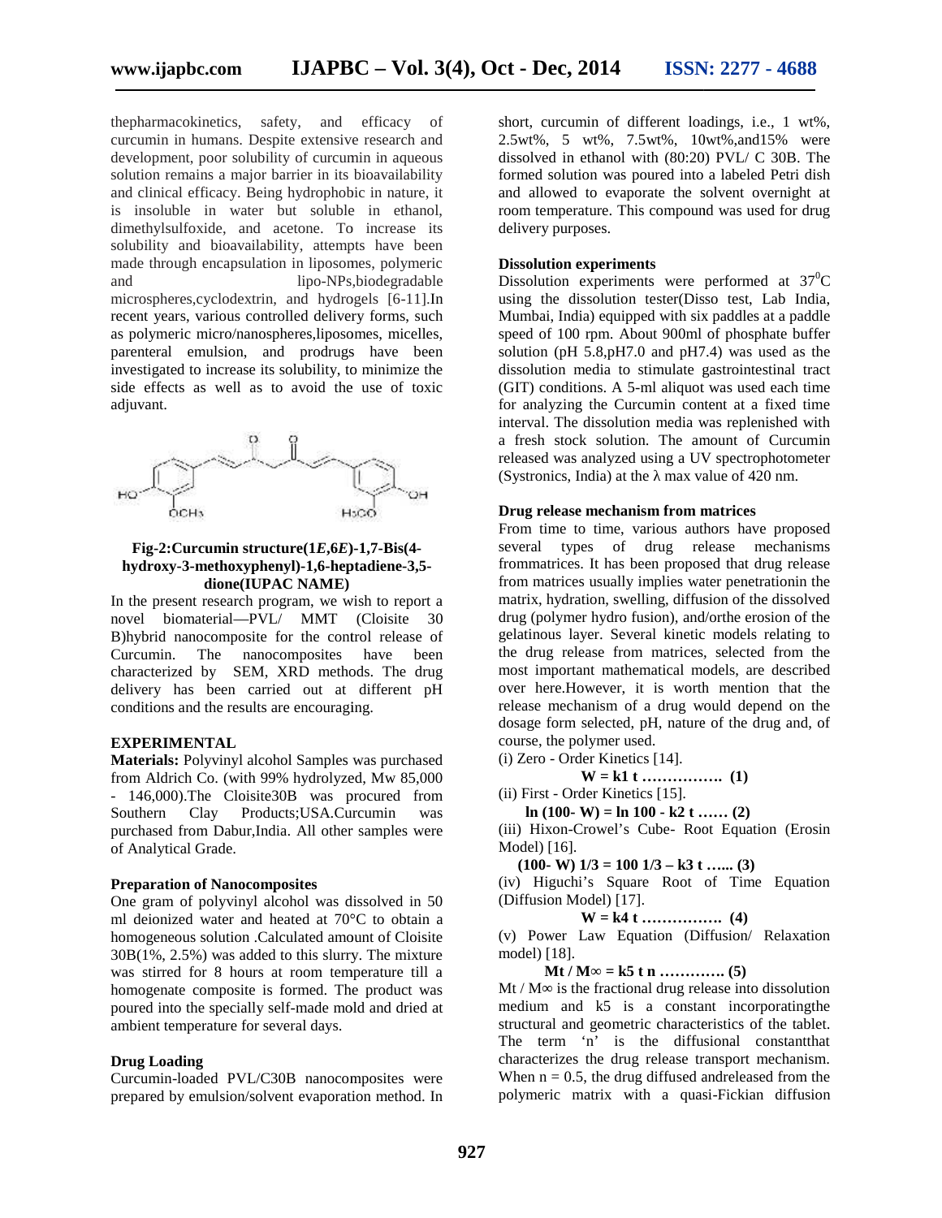thepharmacokinetics, safety, and efficacy of curcumin in humans. Despite extensive research and development, poor solubility of curcumin in aqueous solution remains a major barrier in its bioavailability and clinical efficacy. Being hydrophobic in nature, it is insoluble in water but soluble in ethanol, dimethylsulfoxide, and acetone. To increase its solubility and bioavailability, attempts have been made through encapsulation in liposomes, polymeric and lipo-NPs,biodegradable microspheres,cyclodextrin, and hydrogels [6-11].In recent years, various controlled delivery forms, such as polymeric micro/nanospheres,liposomes, micelles, parenteral emulsion, and prodrugs have been investigated to increase its solubility, to minimize the side effects as well as to avoid the use of toxic adjuvant.

**Fig-2:Curcumin structure(1*E*,6*E*)-1,7-Bis(4-hydroxy-3-methoxyphenyl)-1,6-heptadiene-3,5-dione(IUPAC NAME)**

In the present research program, we wish to report a novel biomaterial—PVL/ MMT (Cloisite 30 B)hybrid nanocomposite for the control release of Curcumin. The nanocomposites have been characterized by SEM, XRD methods. The drug delivery has been carried out at different pH conditions and the results are encouraging.

## EXPERIMENTAL

**Materials:** Polyvinyl alcohol Samples was purchased from Aldrich Co. (with 99% hydrolyzed, Mw 85,000 - 146,000).The Cloisite30B was procured from Southern Clay Products;USA.Curcumin was purchased from Dabur,India. All other samples were of Analytical Grade.

### Preparation of Nanocomposites

One gram of polyvinyl alcohol was dissolved in 50 ml deionized water and heated at 70°C to obtain a homogeneous solution .Calculated amount of Cloisite 30B(1%, 2.5%) was added to this slurry. The mixture was stirred for 8 hours at room temperature till a homogenate composite is formed. The product was poured into the specially self-made mold and dried at ambient temperature for several days.

### Drug Loading

Curcumin-loaded PVL/C30B nanocomposites were prepared by emulsion/solvent evaporation method. In short, curcumin of different loadings, i.e., 1 wt%, 2.5wt%, 5 wt%, 7.5wt%, 10wt%,and15% were dissolved in ethanol with (80:20) PVL/ C 30B. The formed solution was poured into a labeled Petri dish and allowed to evaporate the solvent overnight at room temperature. This compound was used for drug delivery purposes.

### Dissolution experiments

Dissolution experiments were performed at $37^0$C using the dissolution tester(Disso test, Lab India, Mumbai, India) equipped with six paddles at a paddle speed of 100 rpm. About 900ml of phosphate buffer solution (pH 5.8,pH7.0 and pH7.4) was used as the dissolution media to stimulate gastrointestinal tract (GIT) conditions. A 5-ml aliquot was used each time for analyzing the Curcumin content at a fixed time interval. The dissolution media was replenished with a fresh stock solution. The amount of Curcumin released was analyzed using a UV spectrophotometer (Systronics, India) at the λ max value of 420 nm.

### Drug release mechanism from matrices

From time to time, various authors have proposed several types of drug release mechanisms frommatrices. It has been proposed that drug release from matrices usually implies water penetrationin the matrix, hydration, swelling, diffusion of the dissolved drug (polymer hydro fusion), and/orthe erosion of the gelatinous layer. Several kinetic models relating to the drug release from matrices, selected from the most important mathematical models, are described over here.However, it is worth mention that the release mechanism of a drug would depend on the dosage form selected, pH, nature of the drug and, of course, the polymer used.

(i) Zero - Order Kinetics [14].

$$W = k1\ t \ldots\ldots\ldots\ldots\ldots\ (1)$$

(ii) First - Order Kinetics [15].

$$\ln (100 - W) = \ln 100 - k2\ t \ldots\ldots\ (2)$$

(iii) Hixon-Crowel's Cube- Root Equation (Erosin Model) [16].

$$(100 - W)\ 1/3 = 100\ 1/3 - k3\ t \ldots\ldots\ (3)$$

(iv) Higuchi's Square Root of Time Equation (Diffusion Model) [17].

$$W = k4\ t \ldots\ldots\ldots\ldots\ldots\ (4)$$

(v) Power Law Equation (Diffusion/ Relaxation model) [18].

$$Mt / M\infty = k5\ t\ n \ldots\ldots\ldots\ldots\ (5)$$

Mt / M∞ is the fractional drug release into dissolution medium and k5 is a constant incorporatingthe structural and geometric characteristics of the tablet. The term 'n' is the diffusional constantthat characterizes the drug release transport mechanism. When n = 0.5, the drug diffused andreleased from the polymeric matrix with a quasi-Fickian diffusion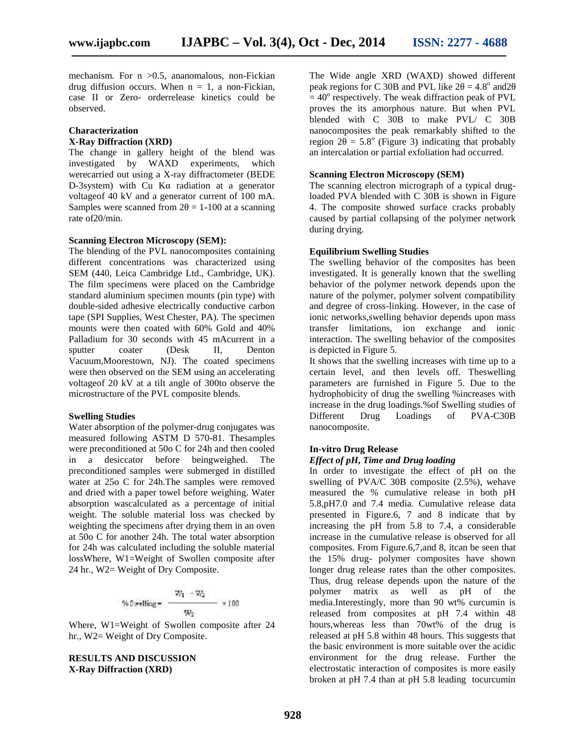mechanism. For n >0.5, ananomalous, non-Fickian drug diffusion occurs. When n = 1, a non-Fickian, case II or Zero- orderrelease kinetics could be observed.

### Characterization

#### X-Ray Diffraction (XRD)

The change in gallery height of the blend was investigated by WAXD experiments, which werecarried out using a X-ray diffractometer (BEDE D-3system) with Cu Kα radiation at a generator voltageof 40 kV and a generator current of 100 mA. Samples were scanned from 2θ = 1-100 at a scanning rate of20/min.

#### Scanning Electron Microscopy (SEM):

The blending of the PVL nanocomposites containing different concentrations was characterized using SEM (440, Leica Cambridge Ltd., Cambridge, UK). The film specimens were placed on the Cambridge standard aluminium specimen mounts (pin type) with double-sided adhesive electrically conductive carbon tape (SPI Supplies, West Chester, PA). The specimen mounts were then coated with 60% Gold and 40% Palladium for 30 seconds with 45 mAcurrent in a sputter coater (Desk II, Denton Vacuum,Moorestown, NJ). The coated specimens were then observed on the SEM using an accelerating voltageof 20 kV at a tilt angle of 300to observe the microstructure of the PVL composite blends.

#### Swelling Studies

Water absorption of the polymer-drug conjugates was measured following ASTM D 570-81. Thesamples were preconditioned at 50o C for 24h and then cooled in a desiccator before beingweighed. The preconditioned samples were submerged in distilled water at 25o C for 24h.The samples were removed and dried with a paper towel before weighing. Water absorption wascalculated as a percentage of initial weight. The soluble material loss was checked by weighting the specimens after drying them in an oven at 50o C for another 24h. The total water absorption for 24h was calculated including the soluble material lossWhere, W1=Weight of Swollen composite after 24 hr., W2= Weight of Dry Composite.

$$\% \text{Swelling} = \frac{W_1 - W_2}{W_2} \times 100$$

Where, W1=Weight of Swollen composite after 24 hr., W2= Weight of Dry Composite.

## RESULTS AND DISCUSSION

#### X-Ray Diffraction (XRD)

The Wide angle XRD (WAXD) showed different peak regions for C 30B and PVL like $2\theta = 4.8^{o}$ and$2\theta = 40^{o}$ respectively. The weak diffraction peak of PVL proves the its amorphous nature. But when PVL blended with C 30B to make PVL/ C 30B nanocomposites the peak remarkably shifted to the region $2\theta = 5.8^{o}$ (Figure 3) indicating that probably an intercalation or partial exfoliation had occurred.

#### Scanning Electron Microscopy (SEM)

The scanning electron micrograph of a typical drug-loaded PVA blended with C 30B is shown in Figure 4. The composite showed surface cracks probably caused by partial collapsing of the polymer network during drying.

#### Equilibrium Swelling Studies

The swelling behavior of the composites has been investigated. It is generally known that the swelling behavior of the polymer network depends upon the nature of the polymer, polymer solvent compatibility and degree of cross-linking. However, in the case of ionic networks,swelling behavior depends upon mass transfer limitations, ion exchange and ionic interaction. The swelling behavior of the composites is depicted in Figure 5.

It shows that the swelling increases with time up to a certain level, and then levels off. Theswelling parameters are furnished in Figure 5. Due to the hydrophobicity of drug the swelling %increases with increase in the drug loadings.%of Swelling studies of Different Drug Loadings of PVA-C30B nanocomposite.

#### In-vitro Drug Release

***Effect of pH, Time and Drug loading***

In order to investigate the effect of pH on the swelling of PVA/C 30B composite (2.5%), wehave measured the % cumulative release in both pH 5.8,pH7.0 and 7.4 media. Cumulative release data presented in Figure.6, 7 and 8 indicate that by increasing the pH from 5.8 to 7.4, a considerable increase in the cumulative release is observed for all composites. From Figure.6,7,and 8, itcan be seen that the 15% drug- polymer composites have shown longer drug release rates than the other composites. Thus, drug release depends upon the nature of the polymer matrix as well as pH of the media.Interestingly, more than 90 wt% curcumin is released from composites at pH 7.4 within 48 hours,whereas less than 70wt% of the drug is released at pH 5.8 within 48 hours. This suggests that the basic environment is more suitable over the acidic environment for the drug release. Further the electrostatic interaction of composites is more easily broken at pH 7.4 than at pH 5.8 leading tocurcumin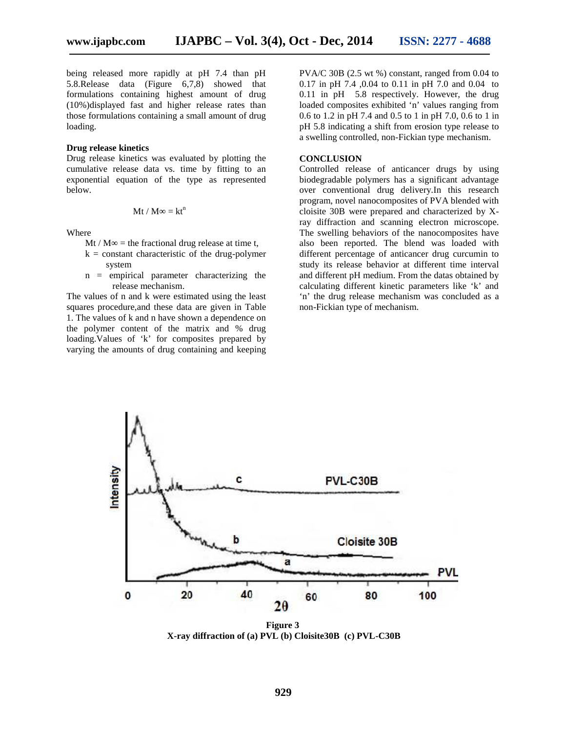being released more rapidly at pH 7.4 than pH 5.8.Release data (Figure 6,7,8) showed that formulations containing highest amount of drug (10%)displayed fast and higher release rates than those formulations containing a small amount of drug loading.

**Drug release kinetics**

Drug release kinetics was evaluated by plotting the cumulative release data vs. time by fitting to an exponential equation of the type as represented below.

$$M_t / M_\infty = kt^n$$

Where

- $M_t / M_\infty$ = the fractional drug release at time t,
- k = constant characteristic of the drug-polymer system
- n = empirical parameter characterizing the release mechanism.

The values of n and k were estimated using the least squares procedure,and these data are given in Table 1. The values of k and n have shown a dependence on the polymer content of the matrix and % drug loading.Values of 'k' for composites prepared by varying the amounts of drug containing and keeping PVA/C 30B (2.5 wt %) constant, ranged from 0.04 to 0.17 in pH 7.4 ,0.04 to 0.11 in pH 7.0 and 0.04 to 0.11 in pH 5.8 respectively. However, the drug loaded composites exhibited 'n' values ranging from 0.6 to 1.2 in pH 7.4 and 0.5 to 1 in pH 7.0, 0.6 to 1 in pH 5.8 indicating a shift from erosion type release to a swelling controlled, non-Fickian type mechanism.

## CONCLUSION

Controlled release of anticancer drugs by using biodegradable polymers has a significant advantage over conventional drug delivery.In this research program, novel nanocomposites of PVA blended with cloisite 30B were prepared and characterized by X-ray diffraction and scanning electron microscope. The swelling behaviors of the nanocomposites have also been reported. The blend was loaded with different percentage of anticancer drug curcumin to study its release behavior at different time interval and different pH medium. From the datas obtained by calculating different kinetic parameters like 'k' and 'n' the drug release mechanism was concluded as a non-Fickian type of mechanism.

**Figure 3**
**X-ray diffraction of (a) PVL (b) Cloisite30B (c) PVL-C30B**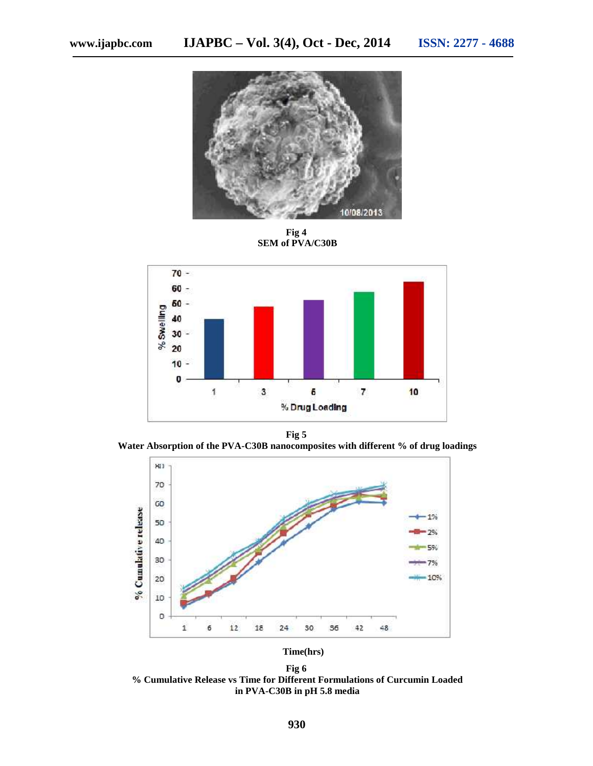Fig 4
SEM of PVA/C30B

Fig 5
Water Absorption of the PVA-C30B nanocomposites with different % of drug loadings

Time(hrs)

Fig 6
% Cumulative Release vs Time for Different Formulations of Curcumin Loaded in PVA-C30B in pH 5.8 media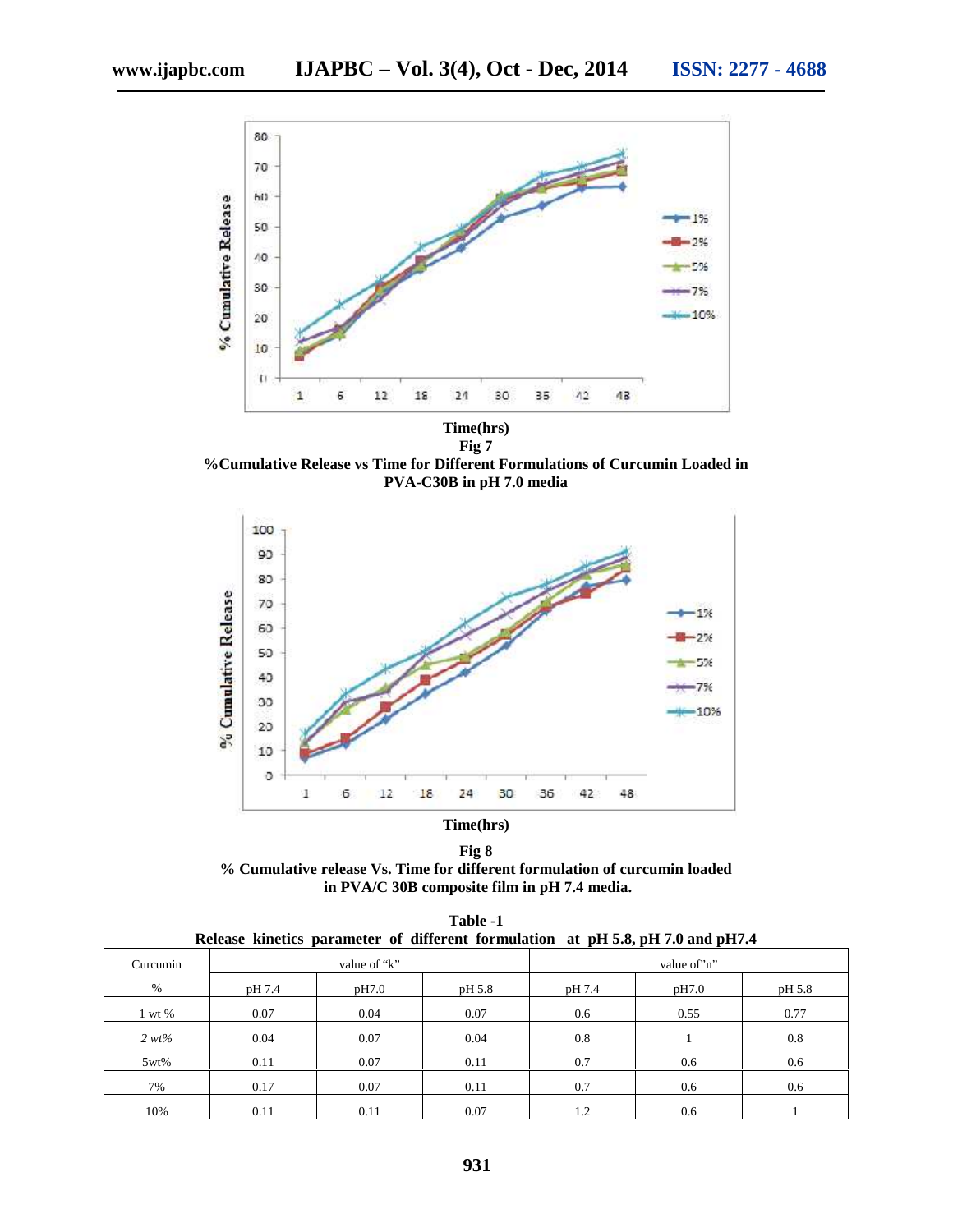Time(hrs)

Fig 7

**%Cumulative Release vs Time for Different Formulations of Curcumin Loaded in PVA-C30B in pH 7.0 media**

Time(hrs)

Fig 8

**% Cumulative release Vs. Time for different formulation of curcumin loaded in PVA/C 30B composite film in pH 7.4 media.**

**Table -1**

**Release kinetics parameter of different formulation at pH 5.8, pH 7.0 and pH7.4**

| Curcumin | value of "k" | | | value of"n" | | |
|---|---|---|---|---|---|---|
| % | pH 7.4 | pH7.0 | pH 5.8 | pH 7.4 | pH7.0 | pH 5.8 |
| 1 wt % | 0.07 | 0.04 | 0.07 | 0.6 | 0.55 | 0.77 |
| *2 wt%* | 0.04 | 0.07 | 0.04 | 0.8 | 1 | 0.8 |
| 5wt% | 0.11 | 0.07 | 0.11 | 0.7 | 0.6 | 0.6 |
| 7% | 0.17 | 0.07 | 0.11 | 0.7 | 0.6 | 0.6 |
| 10% | 0.11 | 0.11 | 0.07 | 1.2 | 0.6 | 1 |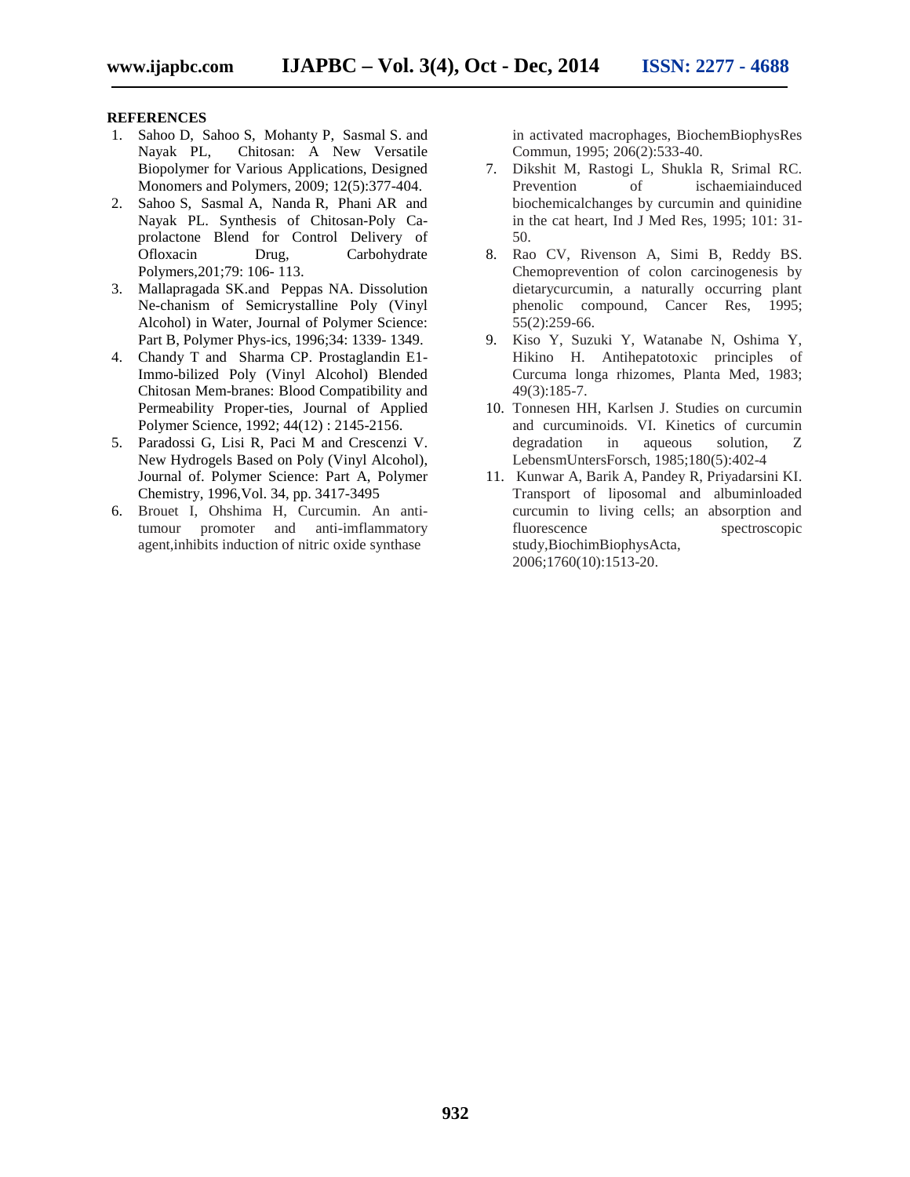**REFERENCES**

1. Sahoo D, Sahoo S, Mohanty P, Sasmal S. and Nayak PL, Chitosan: A New Versatile Biopolymer for Various Applications, Designed Monomers and Polymers, 2009; 12(5):377-404.
2. Sahoo S, Sasmal A, Nanda R, Phani AR and Nayak PL. Synthesis of Chitosan-Poly Ca-prolactone Blend for Control Delivery of Ofloxacin Drug, Carbohydrate Polymers,201;79: 106- 113.
3. Mallapragada SK.and Peppas NA. Dissolution Ne-chanism of Semicrystalline Poly (Vinyl Alcohol) in Water, Journal of Polymer Science: Part B, Polymer Phys-ics, 1996;34: 1339- 1349.
4. Chandy T and Sharma CP. Prostaglandin E1-Immo-bilized Poly (Vinyl Alcohol) Blended Chitosan Mem-branes: Blood Compatibility and Permeability Proper-ties, Journal of Applied Polymer Science, 1992; 44(12) : 2145-2156.
5. Paradossi G, Lisi R, Paci M and Crescenzi V. New Hydrogels Based on Poly (Vinyl Alcohol), Journal of. Polymer Science: Part A, Polymer Chemistry, 1996,Vol. 34, pp. 3417-3495
6. Brouet I, Ohshima H, Curcumin. An anti-tumour promoter and anti-imflammatory agent,inhibits induction of nitric oxide synthase in activated macrophages, BiochemBiophysRes Commun, 1995; 206(2):533-40.
7. Dikshit M, Rastogi L, Shukla R, Srimal RC. Prevention of ischaemiainduced biochemicalchanges by curcumin and quinidine in the cat heart, Ind J Med Res, 1995; 101: 31-50.
8. Rao CV, Rivenson A, Simi B, Reddy BS. Chemoprevention of colon carcinogenesis by dietarycurcumin, a naturally occurring plant phenolic compound, Cancer Res, 1995; 55(2):259-66.
9. Kiso Y, Suzuki Y, Watanabe N, Oshima Y, Hikino H. Antihepatotoxic principles of Curcuma longa rhizomes, Planta Med, 1983; 49(3):185-7.
10. Tonnesen HH, Karlsen J. Studies on curcumin and curcuminoids. VI. Kinetics of curcumin degradation in aqueous solution, Z LebensmUntersForsch, 1985;180(5):402-4
11. Kunwar A, Barik A, Pandey R, Priyadarsini KI. Transport of liposomal and albuminloaded curcumin to living cells; an absorption and fluorescence spectroscopic study,BiochimBiophysActa, 2006;1760(10):1513-20.